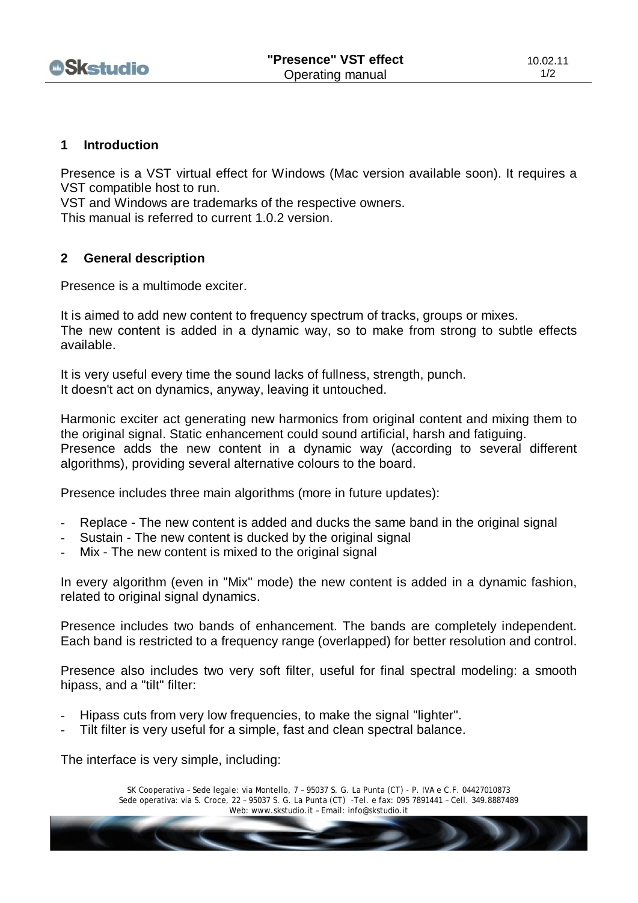## 1 Introduction

Presence is a VST virtual effect for Windows (Mac version available soon). It requires a VST compatible host to run.
VST and Windows are trademarks of the respective owners.
This manual is referred to current 1.0.2 version.

## 2 General description

Presence is a multimode exciter.

It is aimed to add new content to frequency spectrum of tracks, groups or mixes.
The new content is added in a dynamic way, so to make from strong to subtle effects available.

It is very useful every time the sound lacks of fullness, strength, punch.
It doesn't act on dynamics, anyway, leaving it untouched.

Harmonic exciter act generating new harmonics from original content and mixing them to the original signal. Static enhancement could sound artificial, harsh and fatiguing.
Presence adds the new content in a dynamic way (according to several different algorithms), providing several alternative colours to the board.

Presence includes three main algorithms (more in future updates):

- Replace - The new content is added and ducks the same band in the original signal
- Sustain - The new content is ducked by the original signal
- Mix - The new content is mixed to the original signal

In every algorithm (even in "Mix" mode) the new content is added in a dynamic fashion, related to original signal dynamics.

Presence includes two bands of enhancement. The bands are completely independent. Each band is restricted to a frequency range (overlapped) for better resolution and control.

Presence also includes two very soft filter, useful for final spectral modeling: a smooth hipass, and a "tilt" filter:

- Hipass cuts from very low frequencies, to make the signal "lighter".
- Tilt filter is very useful for a simple, fast and clean spectral balance.

The interface is very simple, including: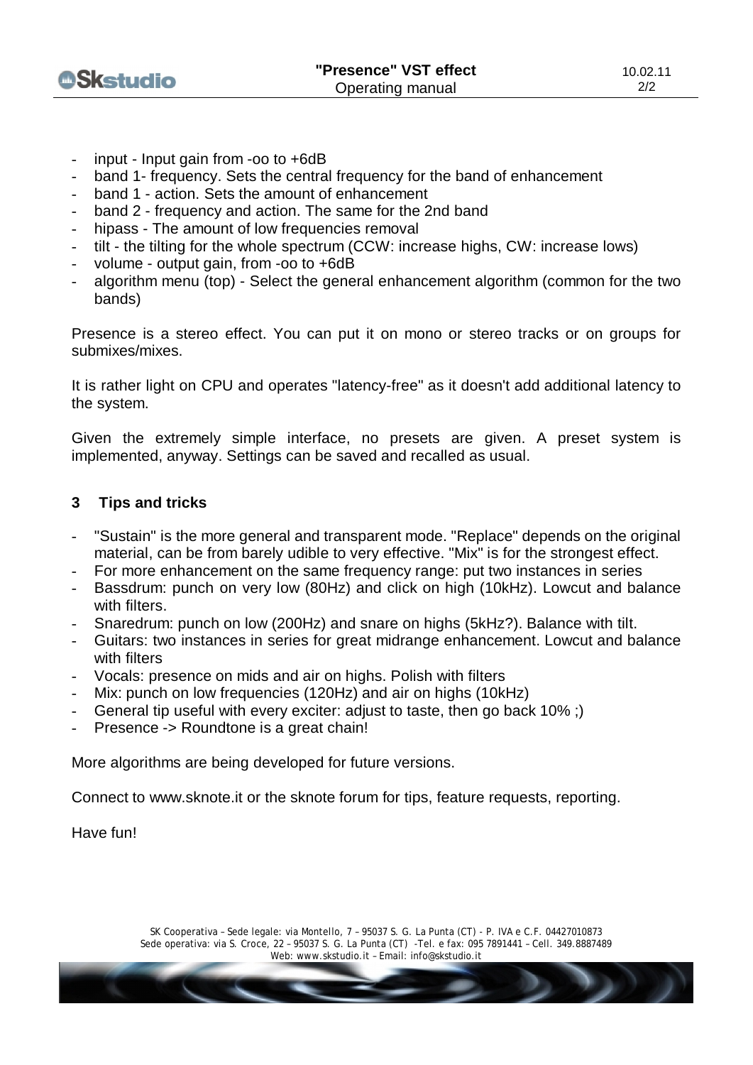- input - Input gain from -oo to +6dB
- band 1- frequency. Sets the central frequency for the band of enhancement
- band 1 - action. Sets the amount of enhancement
- band 2 - frequency and action. The same for the 2nd band
- hipass - The amount of low frequencies removal
- tilt - the tilting for the whole spectrum (CCW: increase highs, CW: increase lows)
- volume - output gain, from -oo to +6dB
- algorithm menu (top) - Select the general enhancement algorithm (common for the two bands)

Presence is a stereo effect. You can put it on mono or stereo tracks or on groups for submixes/mixes.

It is rather light on CPU and operates "latency-free" as it doesn't add additional latency to the system.

Given the extremely simple interface, no presets are given. A preset system is implemented, anyway. Settings can be saved and recalled as usual.

## 3 Tips and tricks

- "Sustain" is the more general and transparent mode. "Replace" depends on the original material, can be from barely udible to very effective. "Mix" is for the strongest effect.
- For more enhancement on the same frequency range: put two instances in series
- Bassdrum: punch on very low (80Hz) and click on high (10kHz). Lowcut and balance with filters.
- Snaredrum: punch on low (200Hz) and snare on highs (5kHz?). Balance with tilt.
- Guitars: two instances in series for great midrange enhancement. Lowcut and balance with filters
- Vocals: presence on mids and air on highs. Polish with filters
- Mix: punch on low frequencies (120Hz) and air on highs (10kHz)
- General tip useful with every exciter: adjust to taste, then go back 10% ;)
- Presence -> Roundtone is a great chain!

More algorithms are being developed for future versions.

Connect to www.sknote.it or the sknote forum for tips, feature requests, reporting.

Have fun!